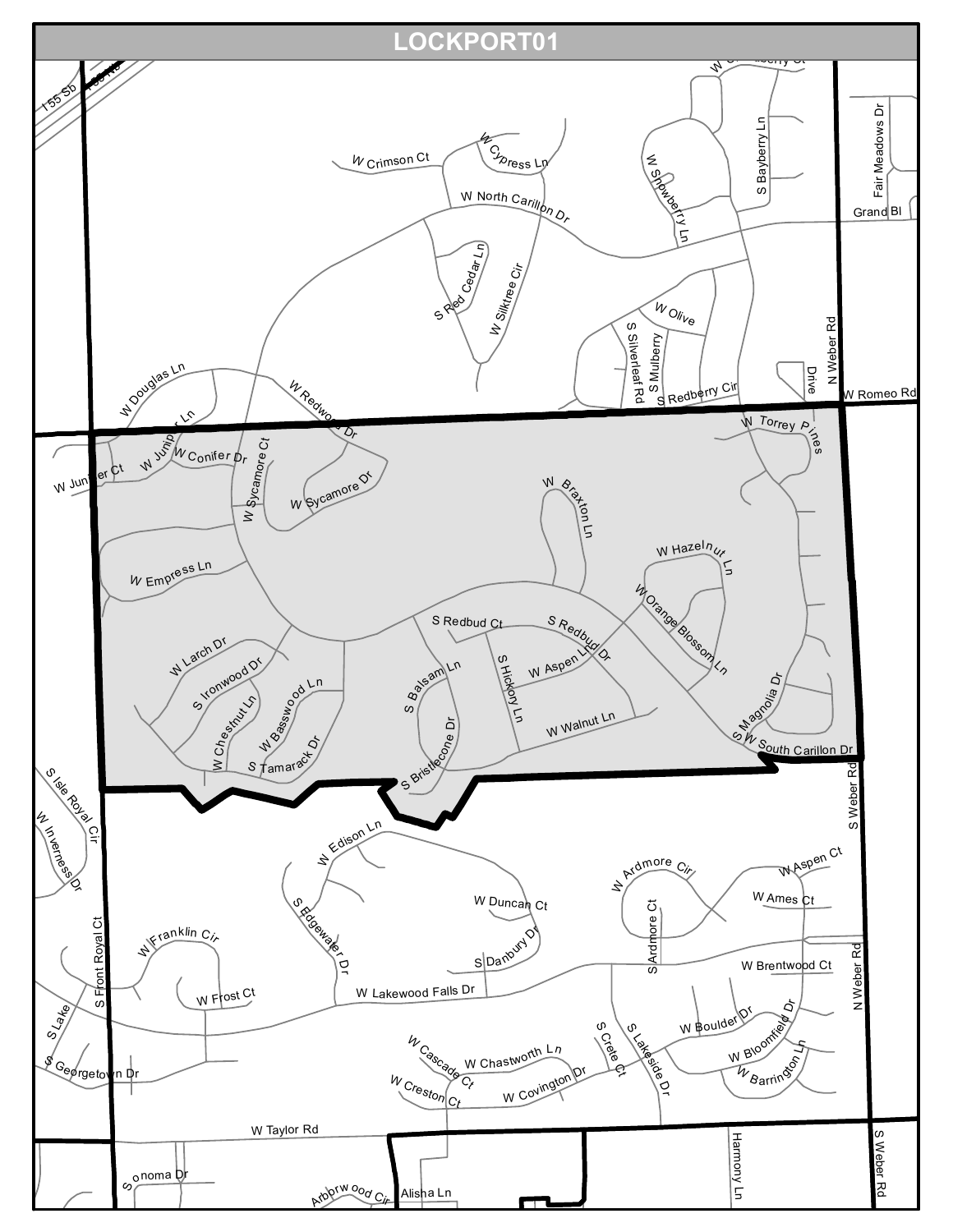# LOCKPORT01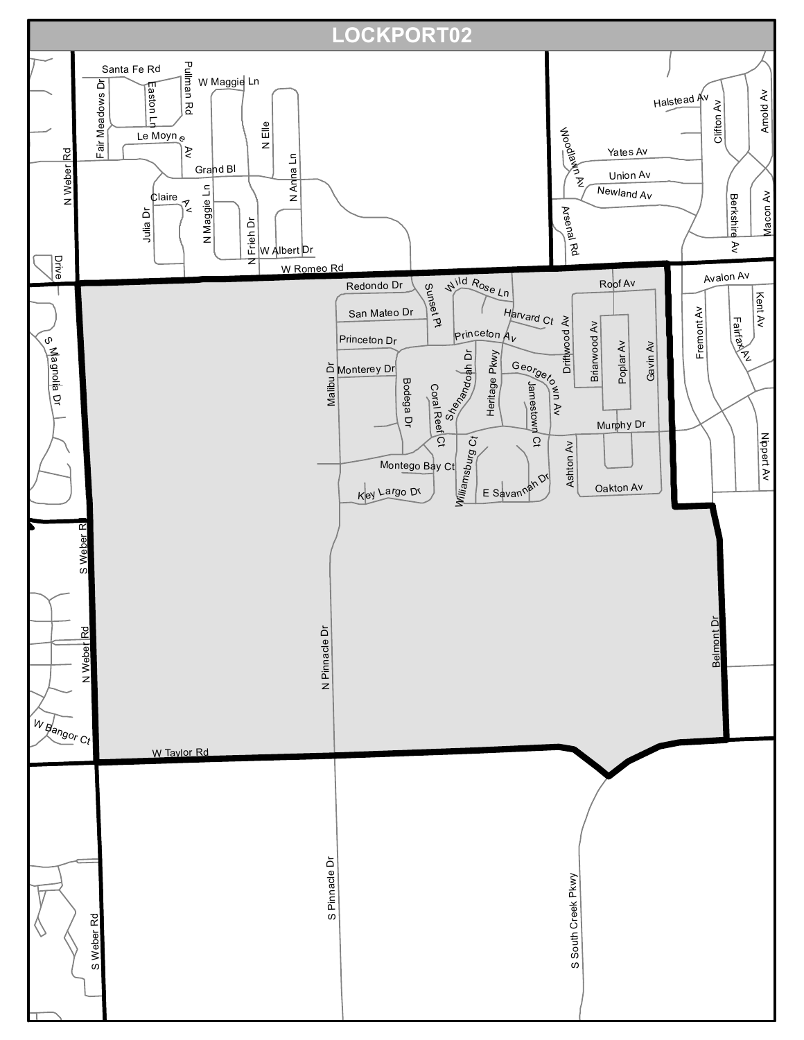# LOCKPORT02

Santa Fe Rd
Pullman Rd
W Maggie Ln
Easton Ln
Fair Meadows Dr
N Elle
Le Moyne Av
N Weber Rd
Grand Bl
N Anna Ln
Claire Av
Julia Dr
N Maggie Ln
N Frieh Dr
W Albert Dr
Drive
W Romeo Rd
Halstead Av
Clifton Av
Arnold Av
Woodlawn Av
Yates Av
Union Av
Newland Av
Arsenal Rd
Berkshire Av
Macon Av
Avalon Av
Kent Av
Fremont Av
Fairfax Av
Nippert Av
Redondo Dr
Wild Rose Ln
Roof Av
Sunset Pt
San Mateo Dr
Harvard Ct
Princeton Dr
Princeton Av
Driftwood Av
Briarwood Av
Poplar Av
Gavin Av
Monterey Dr
Georgetown Av
Malibu Dr
Bodega Dr
Coral Reef Ct
Shenandoah Dr
Heritage Pkwy
Jamestown Ct
Murphy Dr
S Magnolia Dr
Montego Bay Ct
Williamsburg Ct
Ashton Av
Key Largo Dr
E Savannah Dr
Oakton Av
S Weber Rd
N Weber Rd
N Pinnacle Dr
Belmont Dr
W Bangor Ct
W Taylor Rd
S Pinnacle Dr
S South Creek Pkwy
S Weber Rd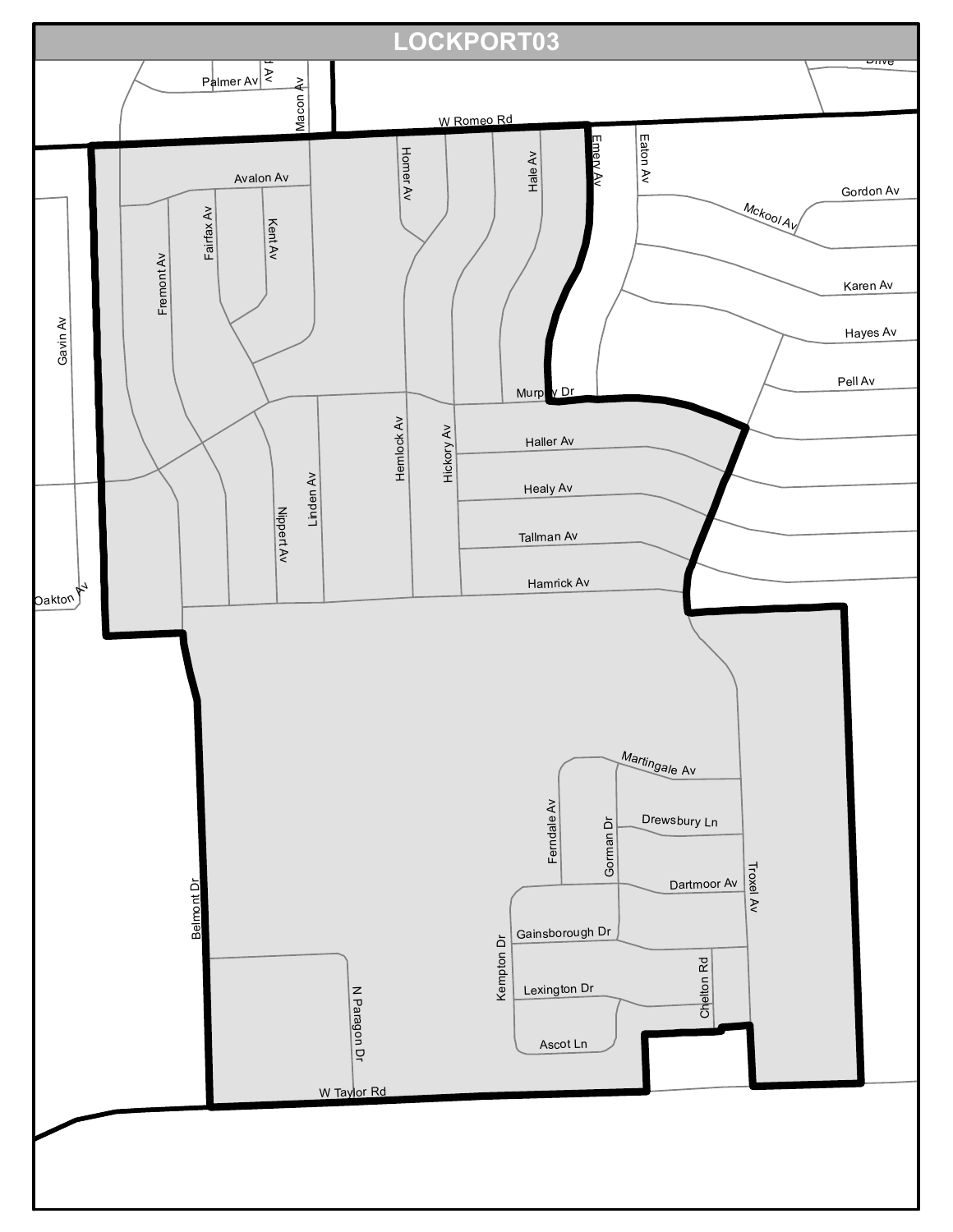# LOCKPORT03

Palmer Av

Macon Av

W Romeo Rd

Avalon Av

Homer Av

Hale Av

Emery Av

Eaton Av

Gordon Av

Mckool Av

Karen Av

Hayes Av

Pell Av

Fremont Av

Fairfax Av

Kent Av

Gavin Av

Murphy Dr

Haller Av

Healy Av

Tallman Av

Hamrick Av

Hemlock Av

Hickory Av

Linden Av

Nippert Av

Oakton Av

Martingale Av

Drewsbury Ln

Dartmoor Av

Gainsborough Dr

Lexington Dr

Ascot Ln

Ferndale Av

Gorman Dr

Kempton Dr

Chelton Rd

Troxel Av

Belmont Dr

N Paragon Dr

W Taylor Rd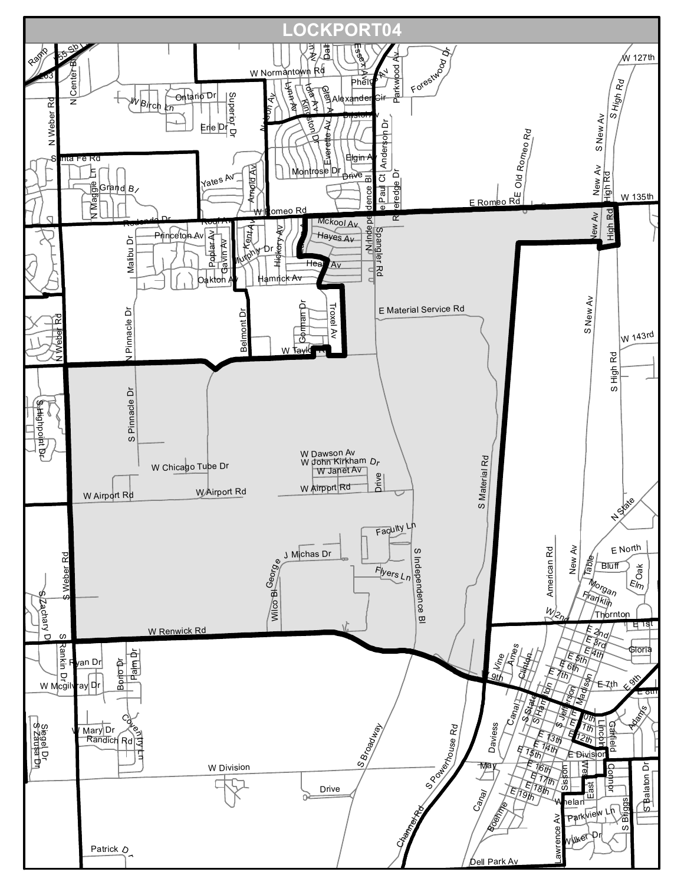# LOCKPORT04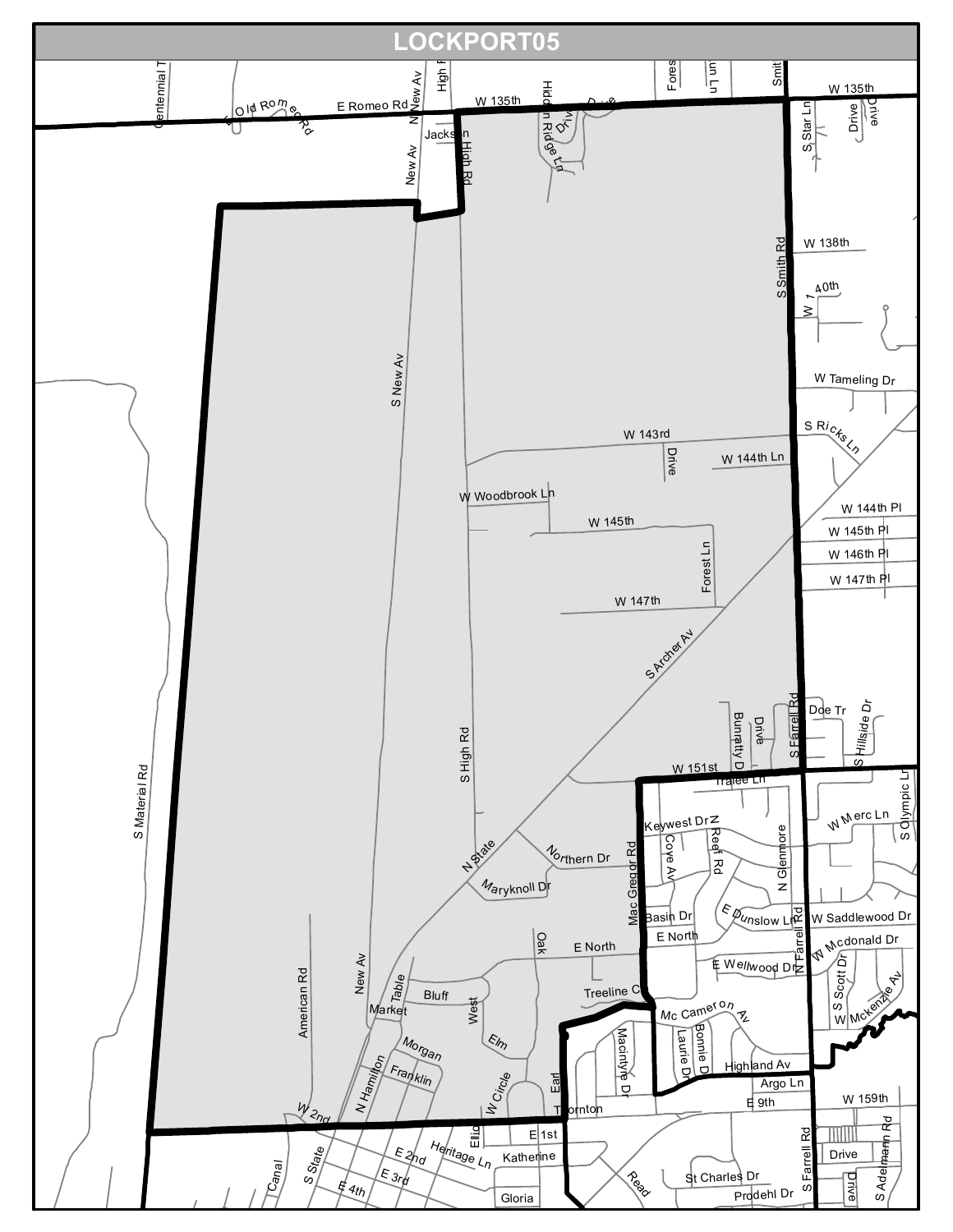# LOCKPORT05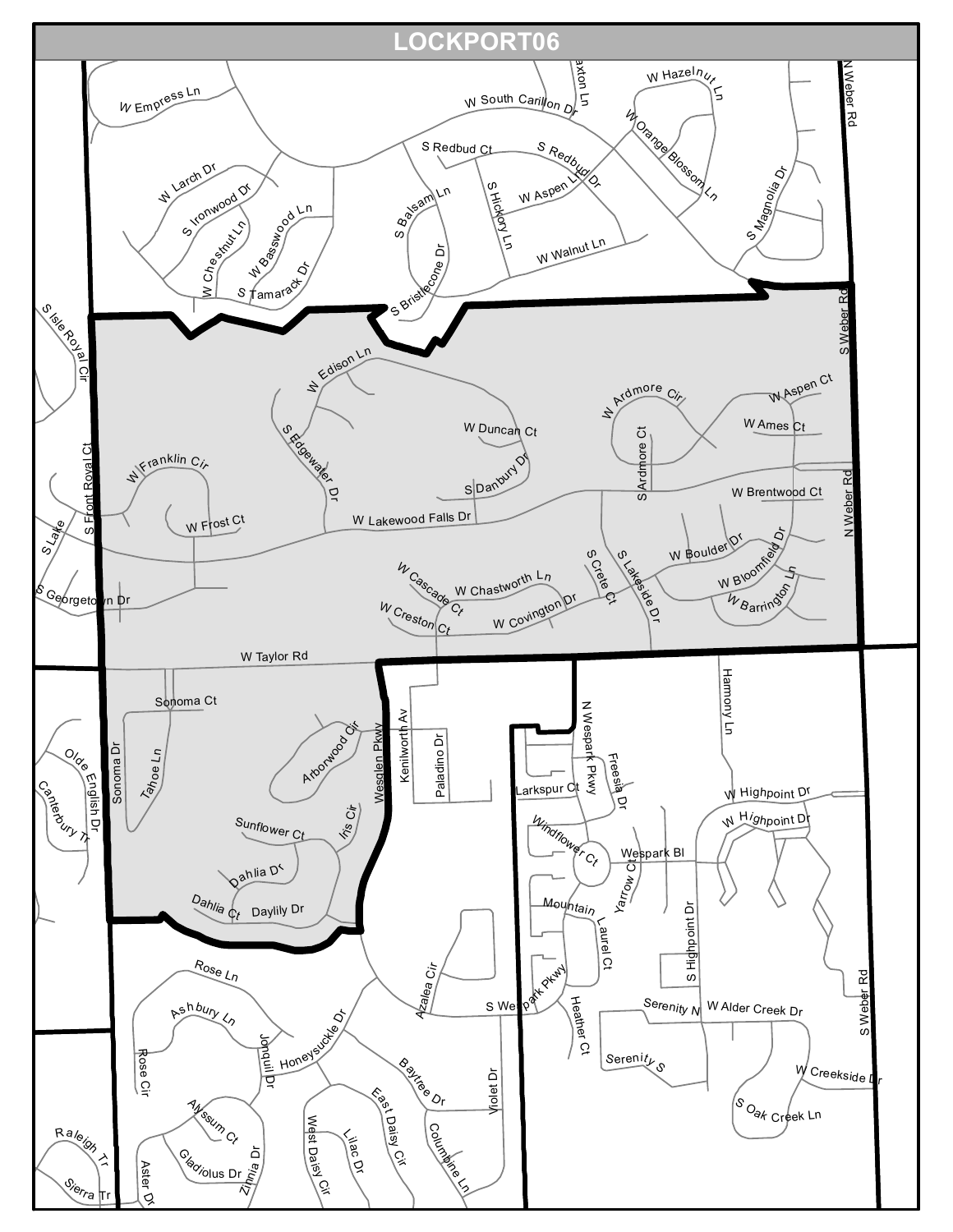# LOCKPORT06

W Empress Ln
W South Carillon Dr
Paxton Ln
W Hazelnut Ln
N Weber Rd
W Orange Blossom Ln
S Redbud Ct
S Redbud Dr
W Larch Dr
S Ironwood Dr
S Balsam Ln
S Hickory Ln
W Aspen Ln
S Magnolia Dr
W Chestnut Ln
W Basswood Ln
S Tamarack Dr
S Bristlecone Dr
W Walnut Ln
S Weber Rd
S Isle Royal Cir
W Edison Ln
W Ardmore Cir
W Aspen Ct
W Ames Ct
W Duncan Ct
S Edgewater Dr
S Ardmore Ct
W Franklin Cir
S Front Royal Ct
S Danbury Dr
W Brentwood Ct
W Frost Ct
W Lakewood Falls Dr
N Weber Rd
S Lake
S Crete Ct
W Boulder Dr
W Cascade Ct
W Chastworth Ln
S Lakeside Dr
W Bloomfield Dr
S Georgetown Dr
W Covington Dr
W Barrington Ln
W Creston Ct
W Taylor Rd
Harmony Ln
Sonoma Ct
N Wespark Pkwy
Arborwood Cir
Kenilworth Av
Paladino Dr
Freesia Dr
Olde English Dr
Sonoma Dr
Tahoe Ln
Wesglen Pkwy
Larkspur Ct
W Highpoint Dr
Canterbury Tr
W Highpoint Dr
Sunflower Ct
Iris Cir
Windflower Ct
Wespark Bl
Yarrow Ct
Dahlia Dr
Mountain Laurel Ct
S Highpoint Dr
Dahlia Ct
Daylily Dr
Rose Ln
Azalea Cir
S Wespark Pkwy
Heather Ct
Serenity N
W Alder Creek Dr
Ashbury Ln
S Weber Rd
Jonquil Dr
Honeysuckle Dr
Rose Cir
Serenity S
W Creekside Dr
Baytree Dr
Violet Dr
Alyssum Ct
East Daisy Cir
S Oak Creek Ln
Raleigh Tr
West Daisy Cir
Lilac Dr
Columbine Ln
Gladiolus Dr
Zinnia Dr
Aster Dr
Sierra Tr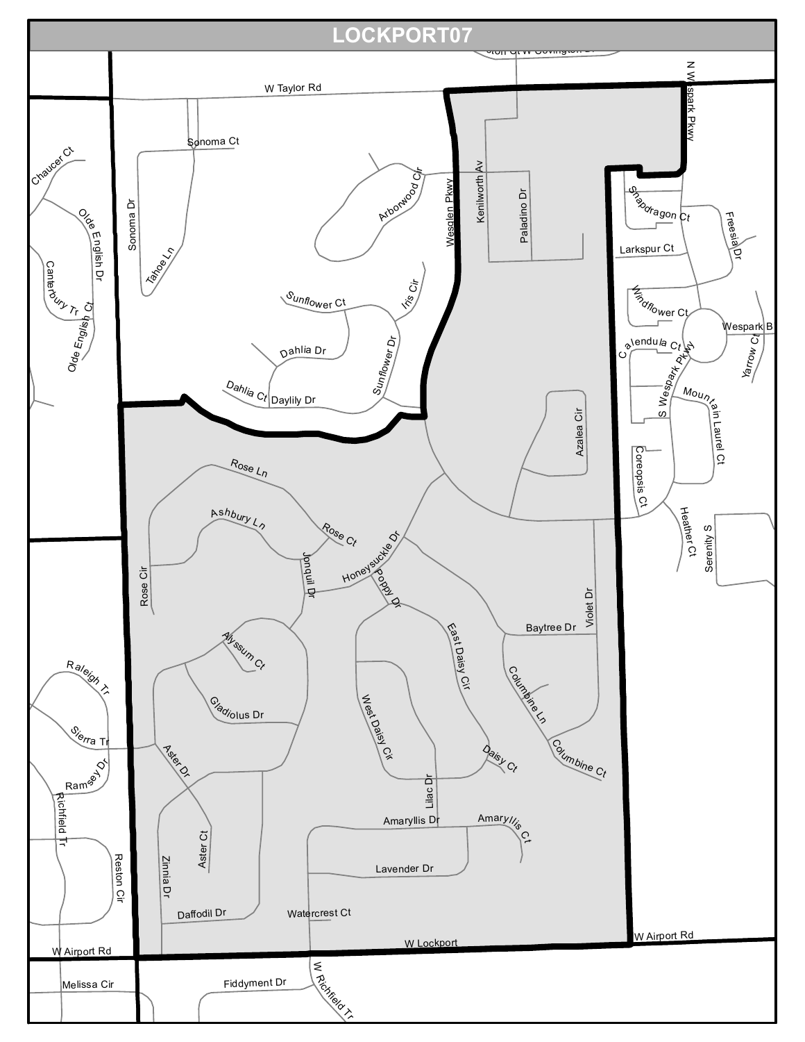# LOCKPORT07

W Taylor Rd

Sonoma Ct

Sonoma Dr

Tahoe Ln

Chaucer Ct

Olde English Dr

Canterbury Tr

Olde English Ct

Arborwood Cir

Wesglen Pkwy

Kenilworth Av

Paladino Dr

N Wespark Pkwy

Snapdragon Ct

Freesia Dr

Larkspur Ct

Windflower Ct

Wespark B

Yarrow Ct

Calendula Ct

S Wespark Pkwy

Mountain Laurel Ct

Coreopsis Ct

Heather Ct

Serenity S

Sunflower Ct

Iris Cir

Dahlia Dr

Sunflower Dr

Dahlia Ct

Daylily Dr

Azalea Cir

Rose Ln

Ashbury Ln

Rose Ct

Rose Cir

Jonquil Dr

Honeysuckle Dr

Poppy Dr

Baytree Dr

Violet Dr

Alyssum Ct

Gladiolus Dr

East Daisy Cir

West Daisy Cir

Columbine Ln

Columbine Ct

Daisy Ct

Raleigh Tr

Sierra Tr

Ramsey Dr

Richfield Tr

Reston Cir

Aster Dr

Aster Ct

Zinnia Dr

Lilac Dr

Amaryllis Dr

Amaryllis Ct

Lavender Dr

Daffodil Dr

Watercrest Ct

W Lockport

W Airport Rd

W Airport Rd

Melissa Cir

Fiddyment Dr

W Richfield Tr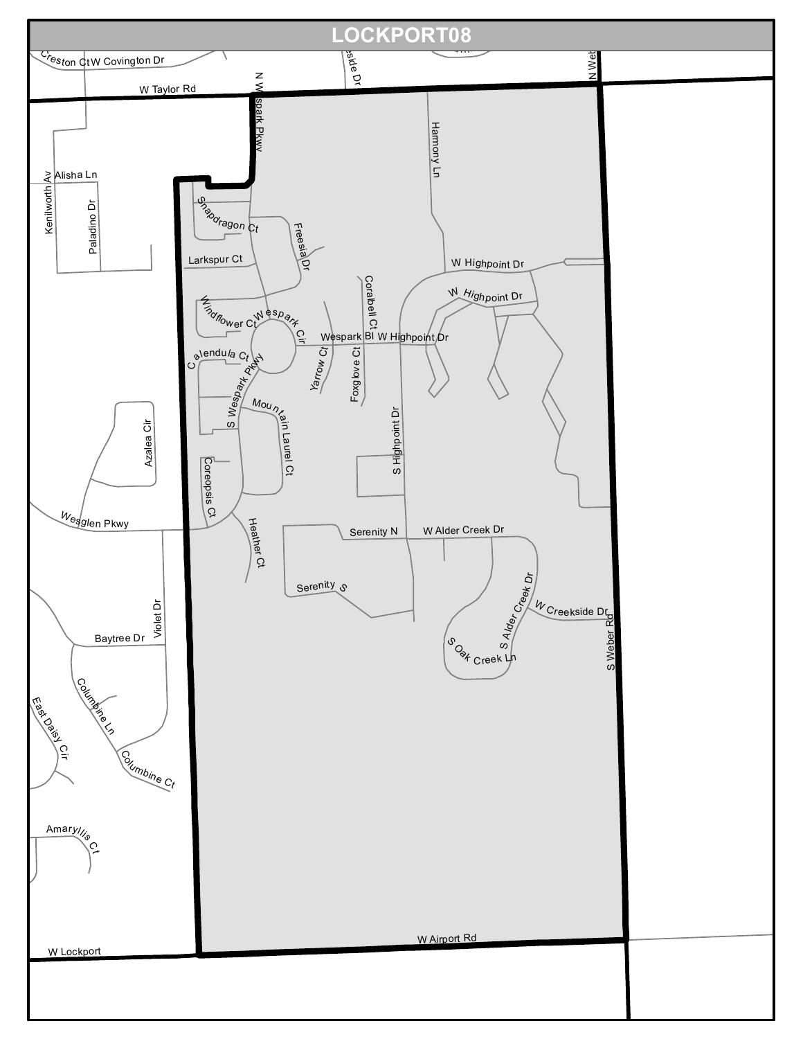# LOCKPORT08

Creston Ct W Covington Dr

W Taylor Rd

N Wespark Pkwy

Hamony Ln

Kenilworth Av

Alisha Ln

Paladino Dr

Snapdragon Ct

Freesia Dr

Larkspur Ct

W Highpoint Dr

W Highpoint Dr

Windflower Ct

Wespark Cir

Coralbell Ct

Wespark Bl

W Highpoint Dr

Calendula Ct

Yarrow Ct

Foxglove Ct

S Wespark Pkwy

Mountain Laurel Ct

S Highpoint Dr

Azalea Cir

Coreopsis Ct

Wesglen Pkwy

Heather Ct

Serenity N

W Alder Creek Dr

Serenity S

S Alder Creek Dr

W Creekside Dr

S Weber Rd

Violet Dr

Baytree Dr

S Oak Creek Ln

Columbine Ln

East Daisy Cir

Columbine Ct

Amaryllis Ct

W Lockport

W Airport Rd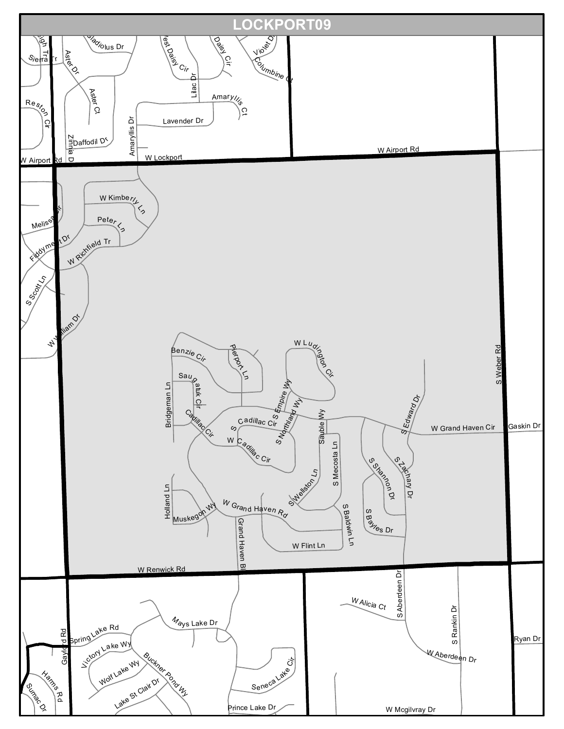# LOCKPORT09

Sierra Tr
Gladiolus Dr
West Daisy Cir
Daisy Cir
Violet Dr
Columbine Ct
Aster Dr
Aster Ct
Lilac Dr
Amaryllis Ct
Reston Cir
Lavender Dr
Amaryllis Dr
Zinnia Dr
Daffodil Dr
W Airport Rd
W Lockport
W Airport Rd
W Kimberly Ln
Melissa Cir
Peter Ln
Fiddymelt Dr
W Richfield Tr
S Scott Ln
W William Dr
Benzie Cir
Pierport Ln
W Ludington Cir
Saugatuk Cir
Bridgeman Ln
S Empire Wy
S Northland Wy
Cadillac Cir
S Cadillac Cir
W Cadillac Cir
Sauble Wy
S Edward Dr
W Grand Haven Cir
Gaskin Dr
S Weber Rd
S Mecosta Ln
S Shannon Dr
S Zachary Dr
Holland Ln
S Wellston Ln
Muskegon Wy
W Grand Haven Rd
S Baldwin Ln
S Bayles Dr
Grand Haven Bl
W Flint Ln
W Renwick Rd
W Alicia Ct
S Aberdeen Dr
S Rankin Dr
Mays Lake Dr
Spring Lake Rd
Gaylord Rd
Victory Lake Wy
Ryan Dr
Harms Rd
Wolf Lake Wy
Buckner Pond Wy
Seneca Lake Cir
W Aberdeen Dr
Sumac Dr
Lake St Clair Dr
Prince Lake Dr
W Mcgilvray Dr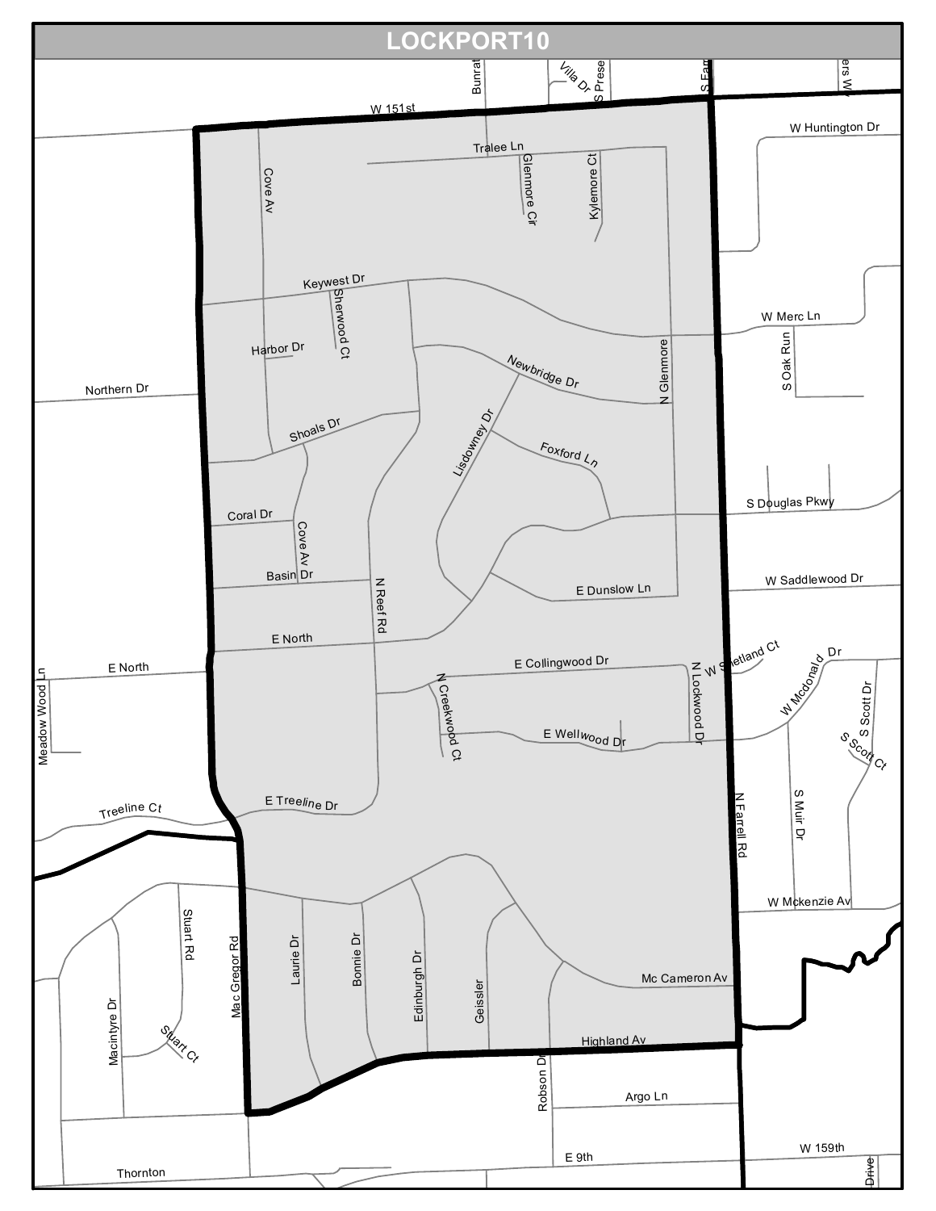# LOCKPORT10

W 151st
Bunrat
Villa Dr
S Prese
S Farr
ers W
W Huntington Dr
Tralee Ln
Glenmore Cr
Kylemore Ct
Cove Av
Keywest Dr
Sherwood Ct
W Merc Ln
Harbor Dr
N Glenmore
S Oak Run
Northern Dr
Newbridge Dr
Shoals Dr
Lisdowney Dr
Foxford Ln
Coral Dr
Cove Av
S Douglas Pkwy
Basin Dr
N Reef Rd
E Dunslow Ln
W Saddlewood Dr
E North
E North
Meadow Wood Ln
E Collingwood Dr
N Creekwood Ct
N Lockwood Dr
W Shetland Ct
W Mcdonald Dr
S Scott Dr
S Scott Ct
E Wellwood Dr
S Muir Dr
Treeline Ct
E Treeline Dr
N Farrell Rd
W Mckenzie Av
Stuart Rd
Mac Gregor Rd
Laurie Dr
Bonnie Dr
Edinburgh Dr
Geissler
Mc Cameron Av
Macintyre Dr
Stuart Ct
Highland Av
Robson Dr
Argo Ln
Thornton
E 9th
W 159th
Drive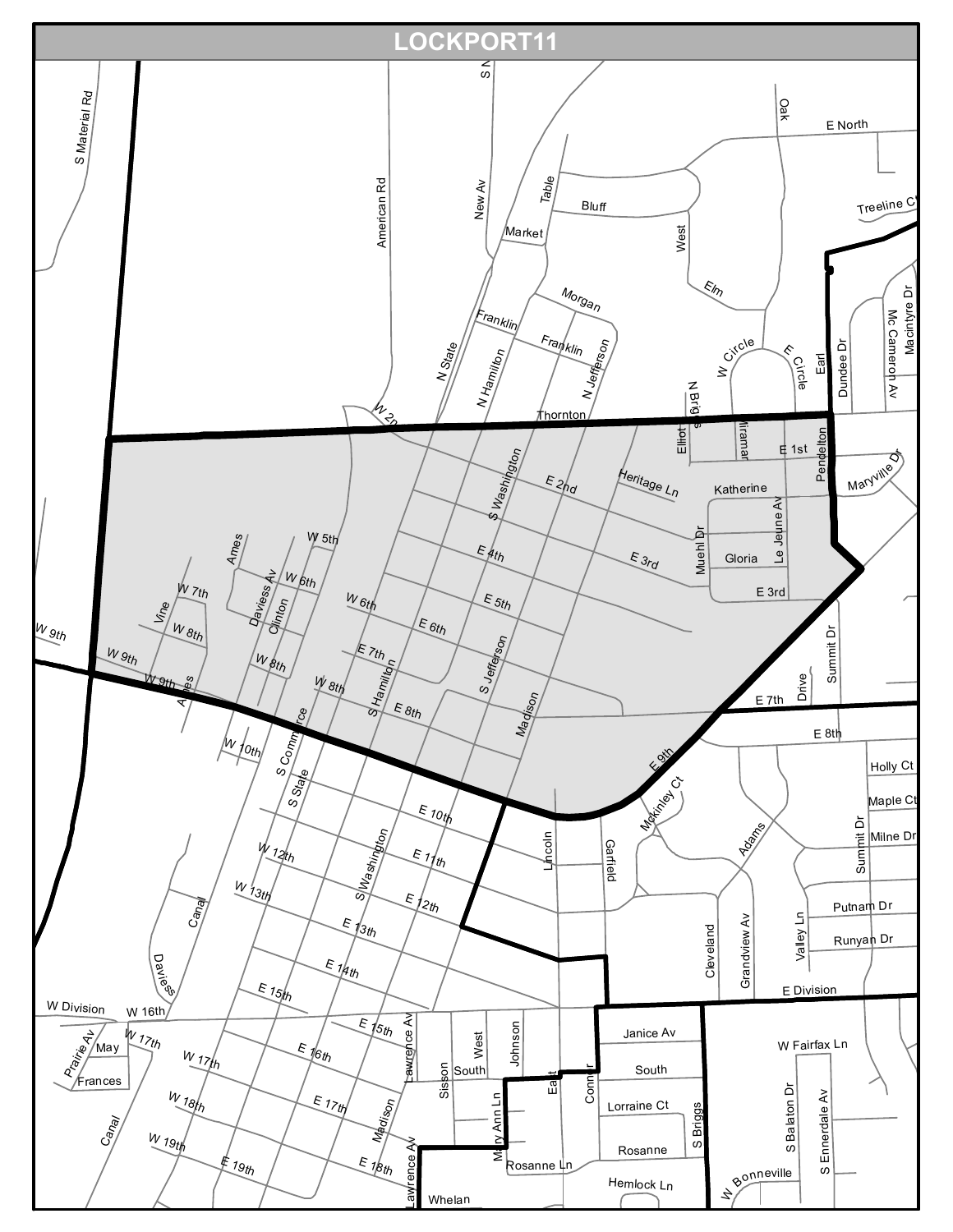# LOCKPORT11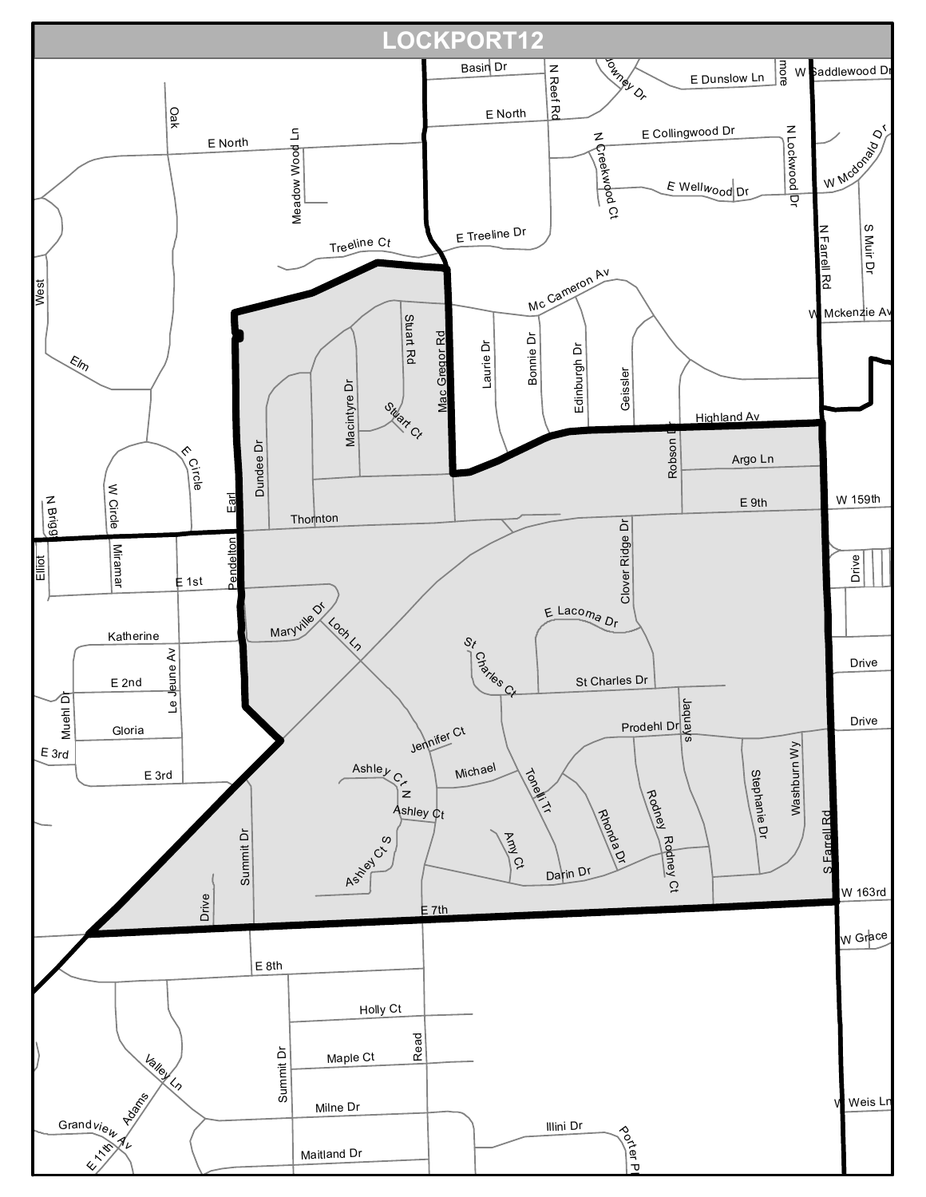# LOCKPORT12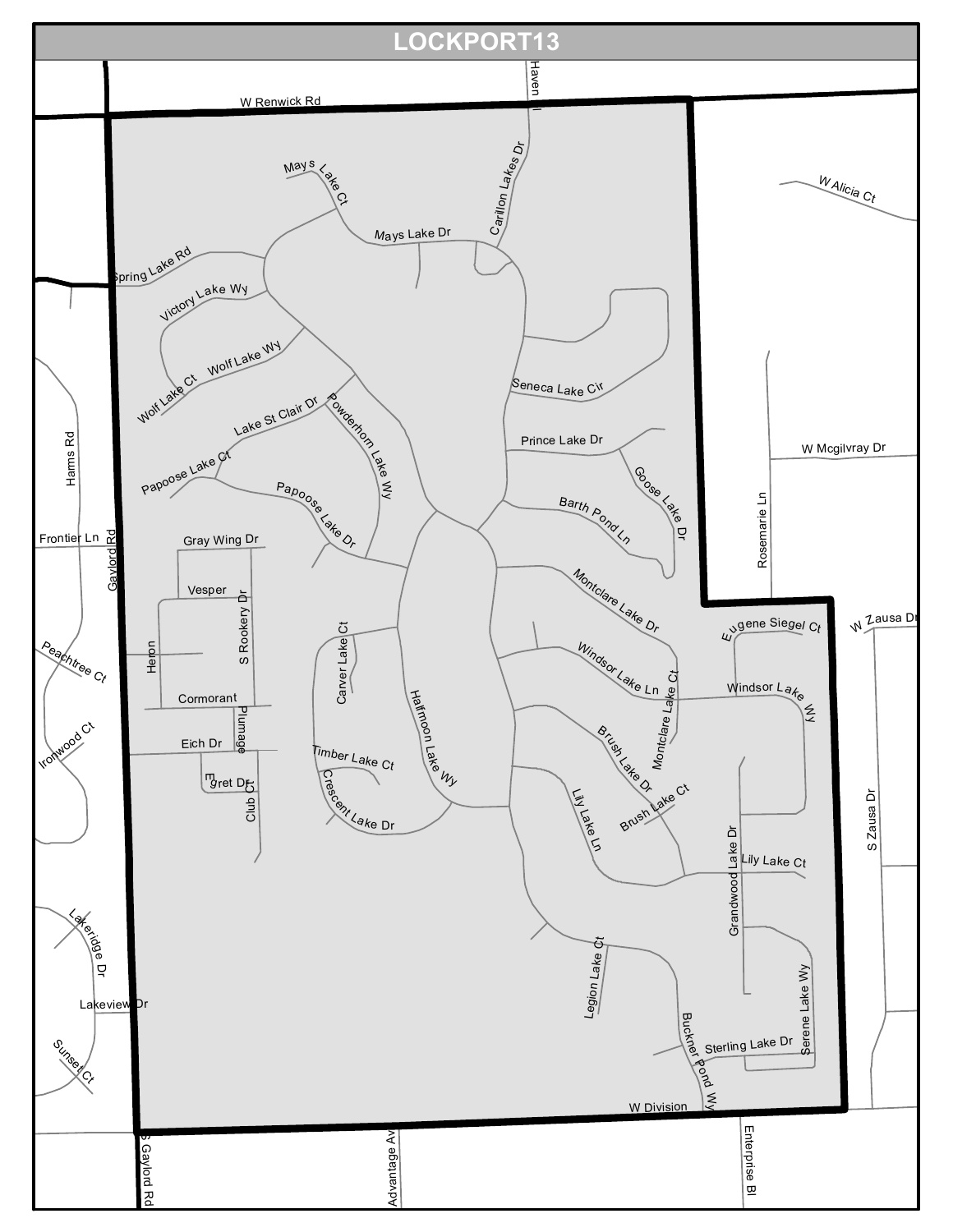# LOCKPORT13

W Renwick Rd

Haven

Mays Lake Ct

Carillon Lakes Dr

Mays Lake Dr

W Alicia Ct

Spring Lake Rd

Victory Lake Wy

Wolf Lake Wy

Wolf Lake Ct

Seneca Lake Cir

Lake St Clair Dr

Powderhorn Lake Wy

Prince Lake Dr

W Mcgilvray Dr

Papoose Lake Ct

Goose Lake Dr

Harms Rd

Papoose Lake Dr

Barth Pond Ln

Rosemarie Ln

Frontier Ln

Gray Wing Dr

Gaylord Rd

Vesper

Montclare Lake Dr

Eugene Siegel Ct

W Zausa Dr

S Rookery Dr

Heron

Carver Lake Ct

Peachtree Ct

Windsor Lake Ln

Montclare Lake Ct

Windsor Lake Wy

Cormorant

Halfmoon Lake Wy

Plumage

Ironwood Ct

Eich Dr

Brush Lake Dr

Timber Lake Ct

Egret Dr

Club Ct

Crescent Lake Dr

Brush Lake Ct

Lily Lake Ln

S Zausa Dr

Lily Lake Ct

Grandwood Lake Dr

Lakeridge Dr

Legion Lake Ct

Lakeview Dr

Serene Lake Wy

Sterling Lake Dr

Sunset Ct

Buckner Pond Wy

W Division

S Gaylord Rd

Advantage Av

Enterprise Bl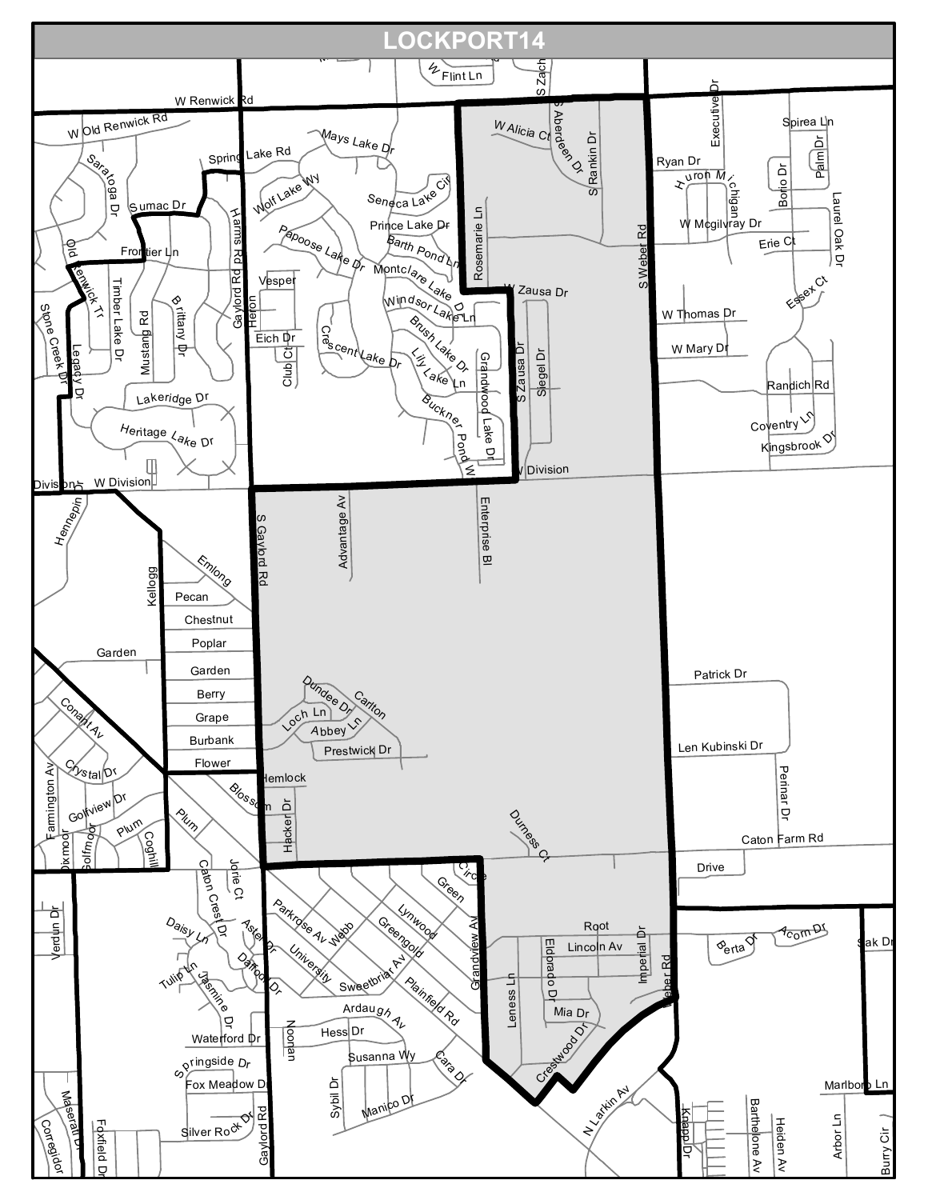# LOCKPORT14

W Flint Ln
S Zach
W Renwick Rd
W Old Renwick Rd
Spring Lake Rd
Mays Lake Dr
W Alicia Ct
S Aberdeen Dr
S Rankin Dr
Executive Dr
Spirea Ln
Ryan Dr
Palm Dr
Borio Dr
Huron
Michigan
Laurel Oak Dr
Saratoga Dr
Sumac Dr
Harms Rd
Wolf Lake Wy
Seneca Lake Cir
Rosemarie Ln
W Mcgilvray Dr
Erie Ct
Prince Lake Dr
Frontier Ln
Gaylord Rd
Papoose Lake Dr
Barth Pond Ln
S Weber Rd
Old Renwick Tr
Timber Lake Dr
Vesper
Montclare Lake Dr
W Zausa Dr
Essex Ct
Heron
Windsor Lake Ln
W Thomas Dr
Stone Creek Dr
Legacy Dr
Mustang Rd
Brittany Dr
Eich Dr
Brush Lake Dr
Crescent Lake Dr
W Mary Dr
Club Ct
Grandwood Lake Dr
S Zausa Dr
Siegel Dr
Lily Lake Ln
Randich Rd
Lakeridge Dr
Buckner Pond W
Coventry Ln
Heritage Lake Dr
Kingsbrook Dr
Division Dr
W Division
W Division
Hennepin Dr
Enterprise Bl
S Gaylord Rd
Advantage Av
Emlong
Kellogg
Pecan
Chestnut
Poplar
Garden
Garden
Patrick Dr
Conant Av
Berry
Dundee Dr
Carlton
Loch Ln
Grape
Abbey Ln
Len Kubinski Dr
Burbank
Prestwick Dr
Crystal Dr
Flower
Perinar Dr
Hemlock
Farmington Av
Golfview Dr
Blossom
Hacker Dr
Durness Ct
Plum
Plum
Dixmoor
Golfmoor
Coghill
Caton Farm Rd
Caton Crest Dr
Jorie Ct
Circle
Drive
Green
Lynwood
Parkrose Av
Webb
Verdun Dr
Daisy Ln
Aster Dr
Greengold
Root
University
Lincoln Av
Acorn Dr
Berta Dr
Oak Dr
Grandview Av
Imperial Dr
Eldorado Dr
Tulip Ln
Daffodil Dr
Sweetbriar Av
Plainfield Rd
Weber Rd
Jasmine Dr
Leness Ln
Mia Dr
Ardaugh Av
Hess Dr
Noonan
Waterford Dr
Crestwood Dr
Susanna Wy
Springside Dr
Cara Dr
N Larkin Av
Fox Meadow Dr
Marlboro Ln
Sybil Dr
Maserati Dr
Manico Dr
Silver Rock Dr
Knapp Dr
Barthelone Av
Heiden Av
Arbor Ln
Corregidor
Foxfield Dr
Gaylord Rd
Burry Cir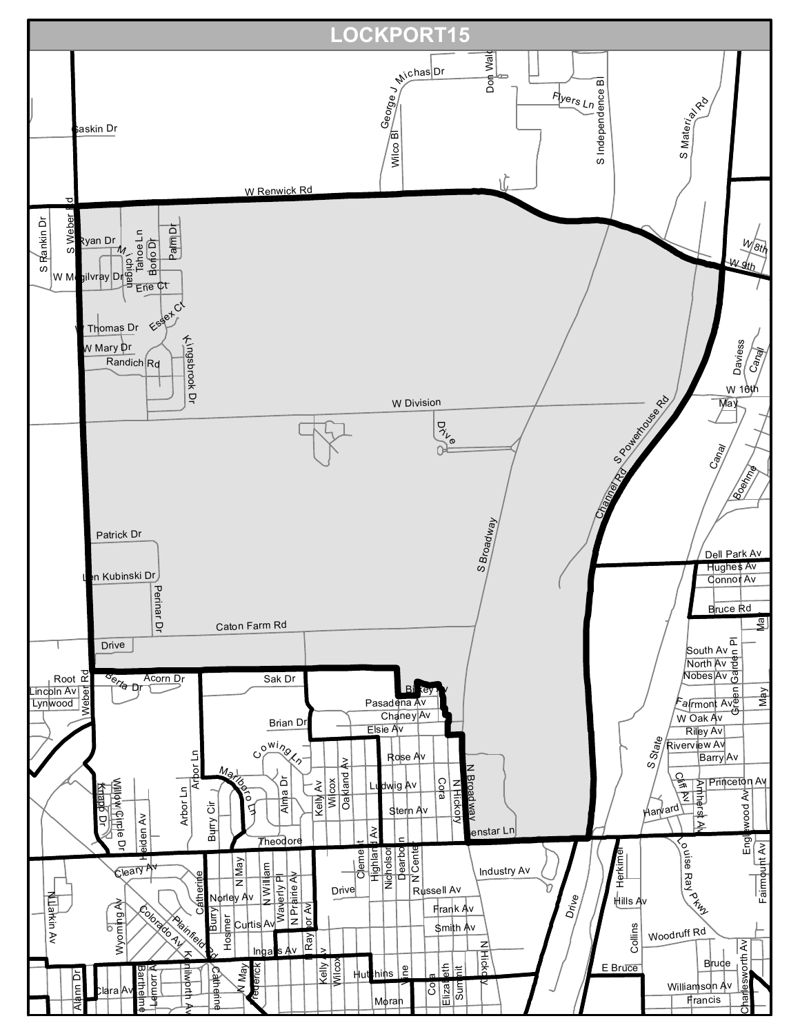# LOCKPORT15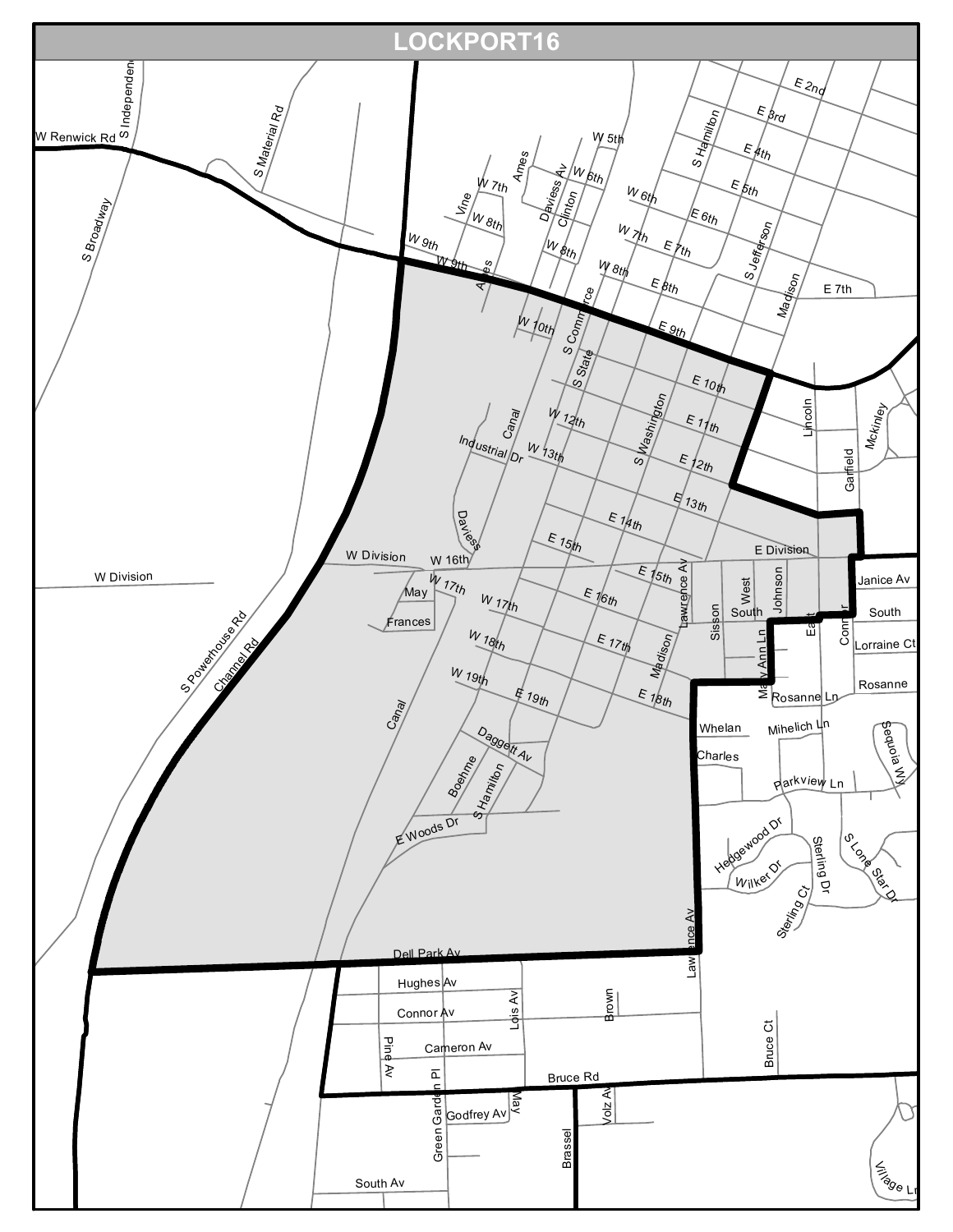# LOCKPORT16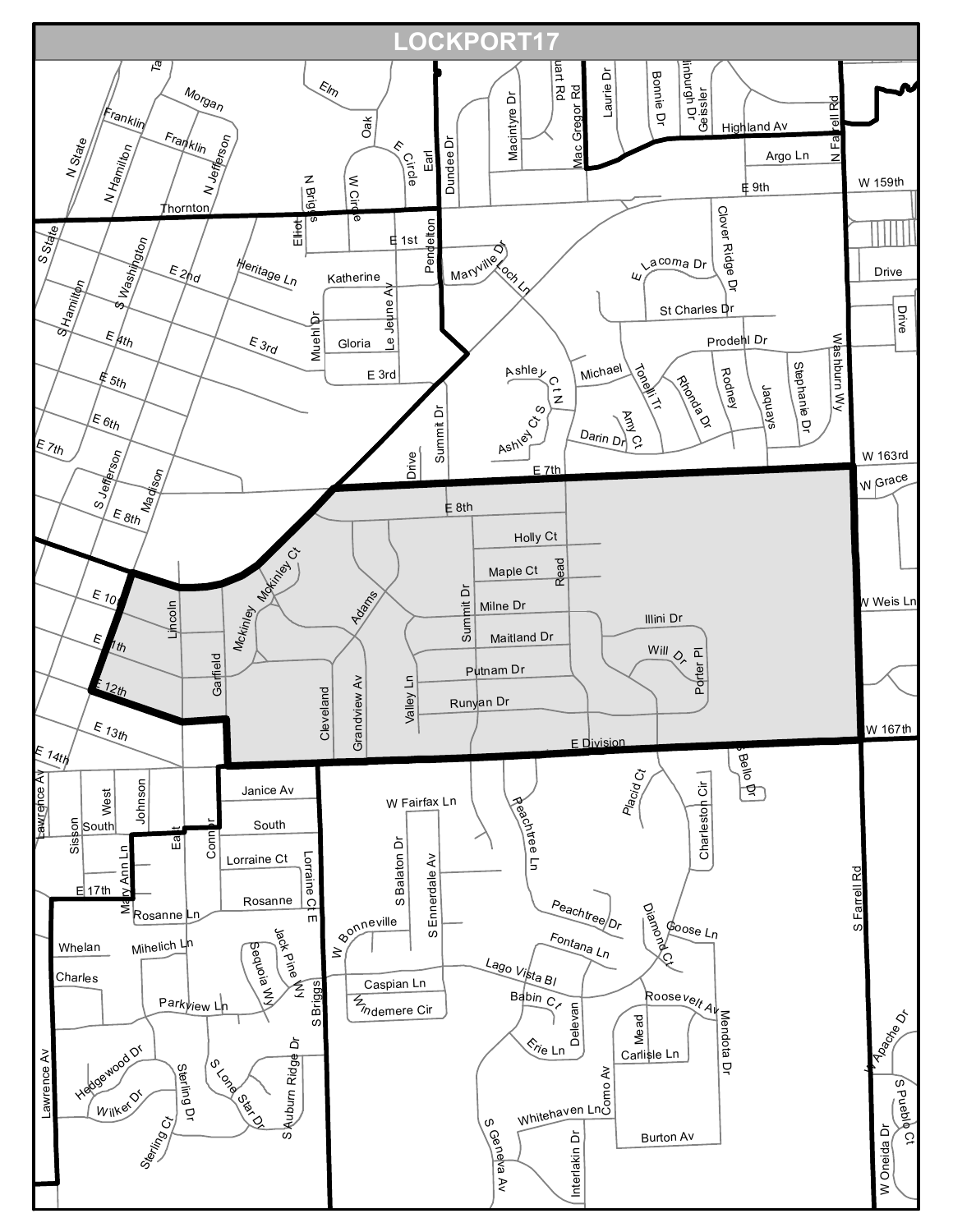# LOCKPORT17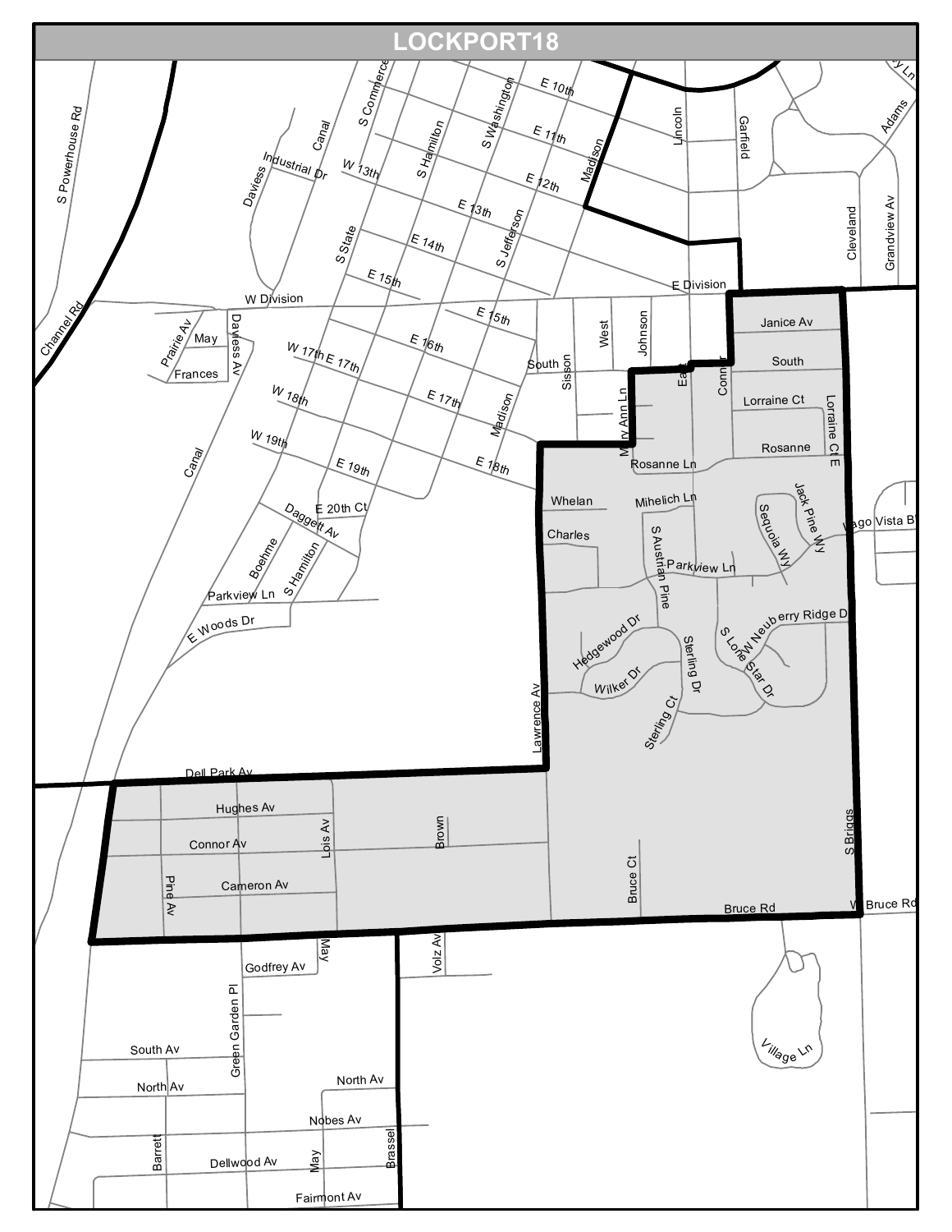# LOCKPORT18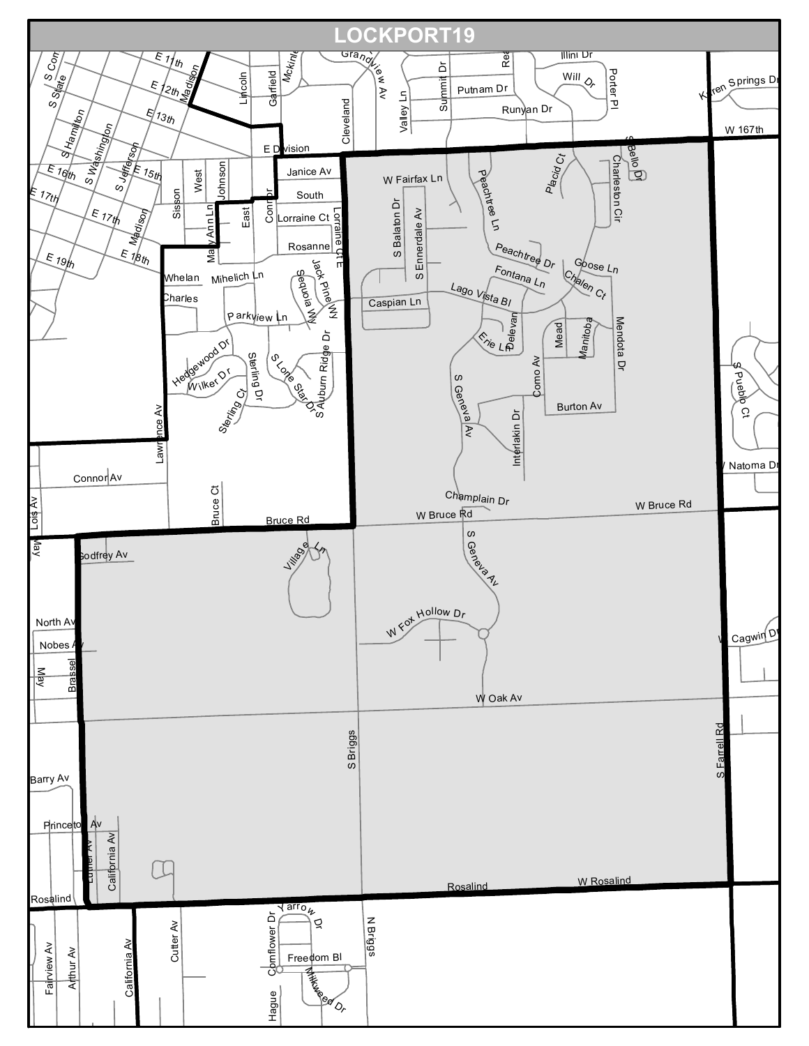# LOCKPORT19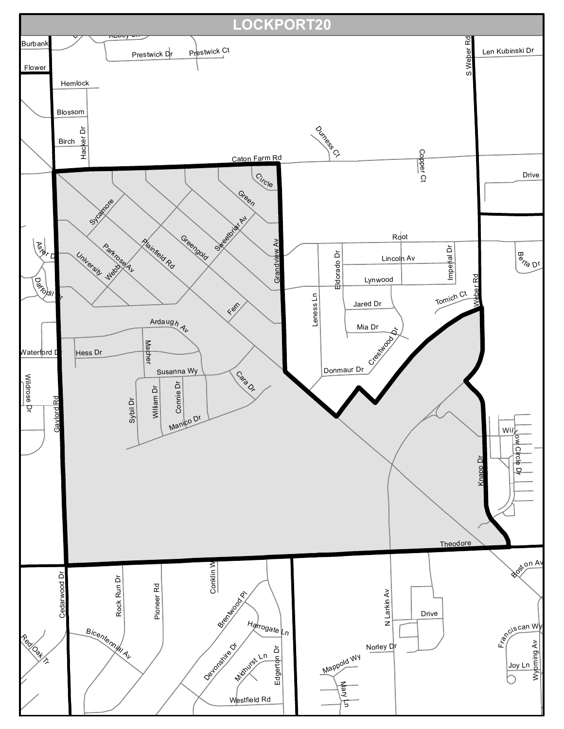# LOCKPORT20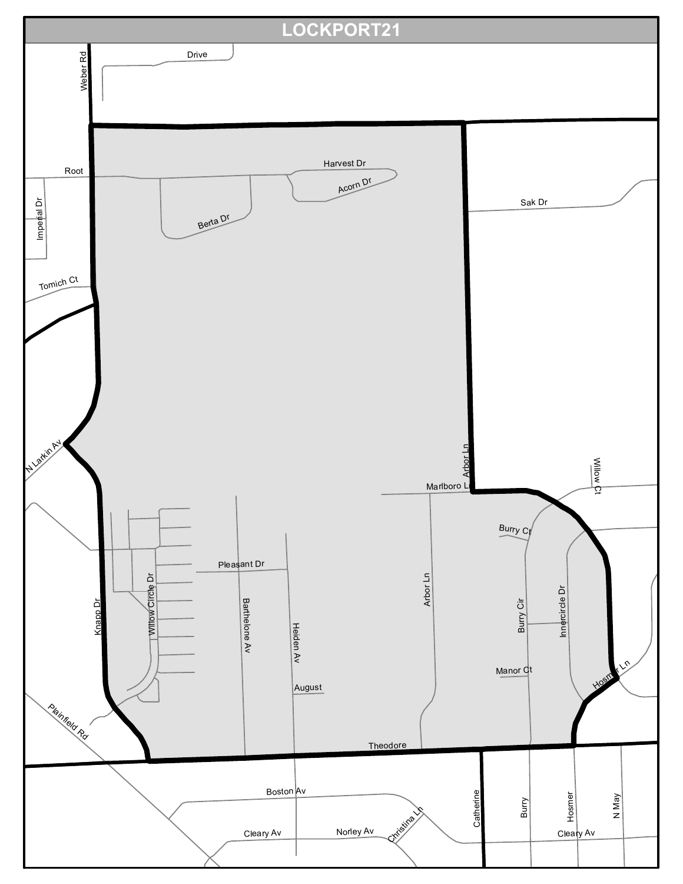# LOCKPORT21

Drive

Weber Rd

Root

Harvest Dr

Acorn Dr

Berta Dr

Imperial Dr

Sak Dr

Tomich Ct

N Larkin Av

Arbor Ln

Willow Ct

Marlboro Ln

Burry Ct

Pleasant Dr

Willow Circle Dr

Knapp Dr

Barthelone Av

Heiden Av

Arbor Ln

Burry Cir

Innercircle Dr

Manor Ct

Hosmer Ln

August

Plainfield Rd

Theodore

Boston Av

Cleary Av

Norley Av

Christina Ln

Catherine

Burry

Hosmer

N May

Cleary Av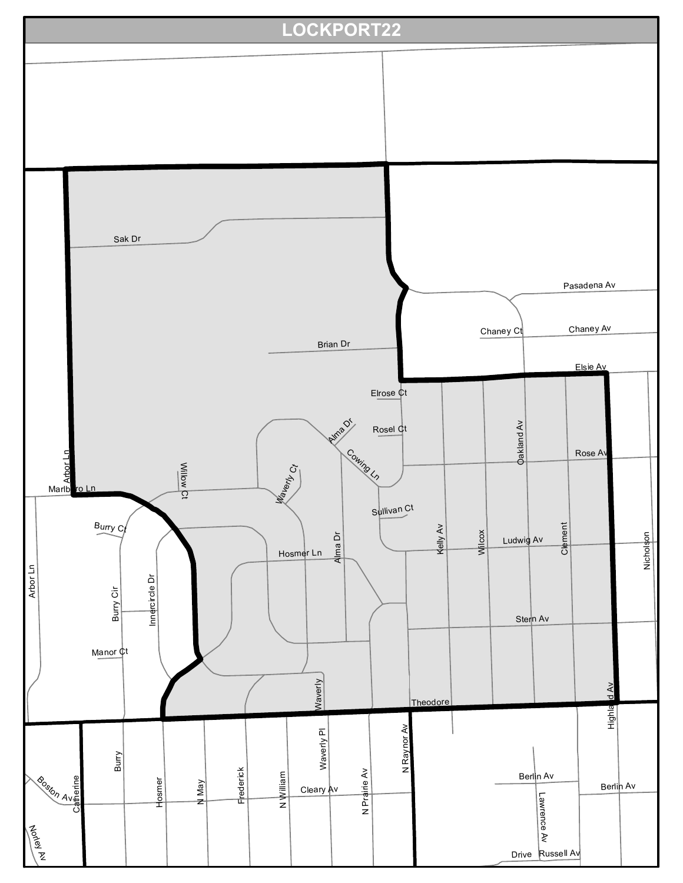# LOCKPORT22

Sak Dr

Pasadena Av

Chaney Ct

Chaney Av

Brian Dr

Elsie Av

Elrose Ct

Alma Dr

Rosel Ct

Oakland Av

Rose Av

Arbor Ln

Willow Ct

Cowing Ln

Marlboro Ln

Waverly Ct

Sullivan Ct

Burry Ct

Kelly Av

Wilcox

Ludwig Av

Clement

Nicholson

Hosmer Ln

Alma Dr

Arbor Ln

Innercircle Dr

Burry Cir

Stern Av

Manor Ct

Waverly

Theodore

Highland Av

Burry

Hosmer

N May

Frederick

N William

Waverly Pl

N Prairie Av

N Raynor Av

Boston Av

Catherine

Cleary Av

Berlin Av

Berlin Av

Lawrence Av

Norley Av

Drive

Russell Av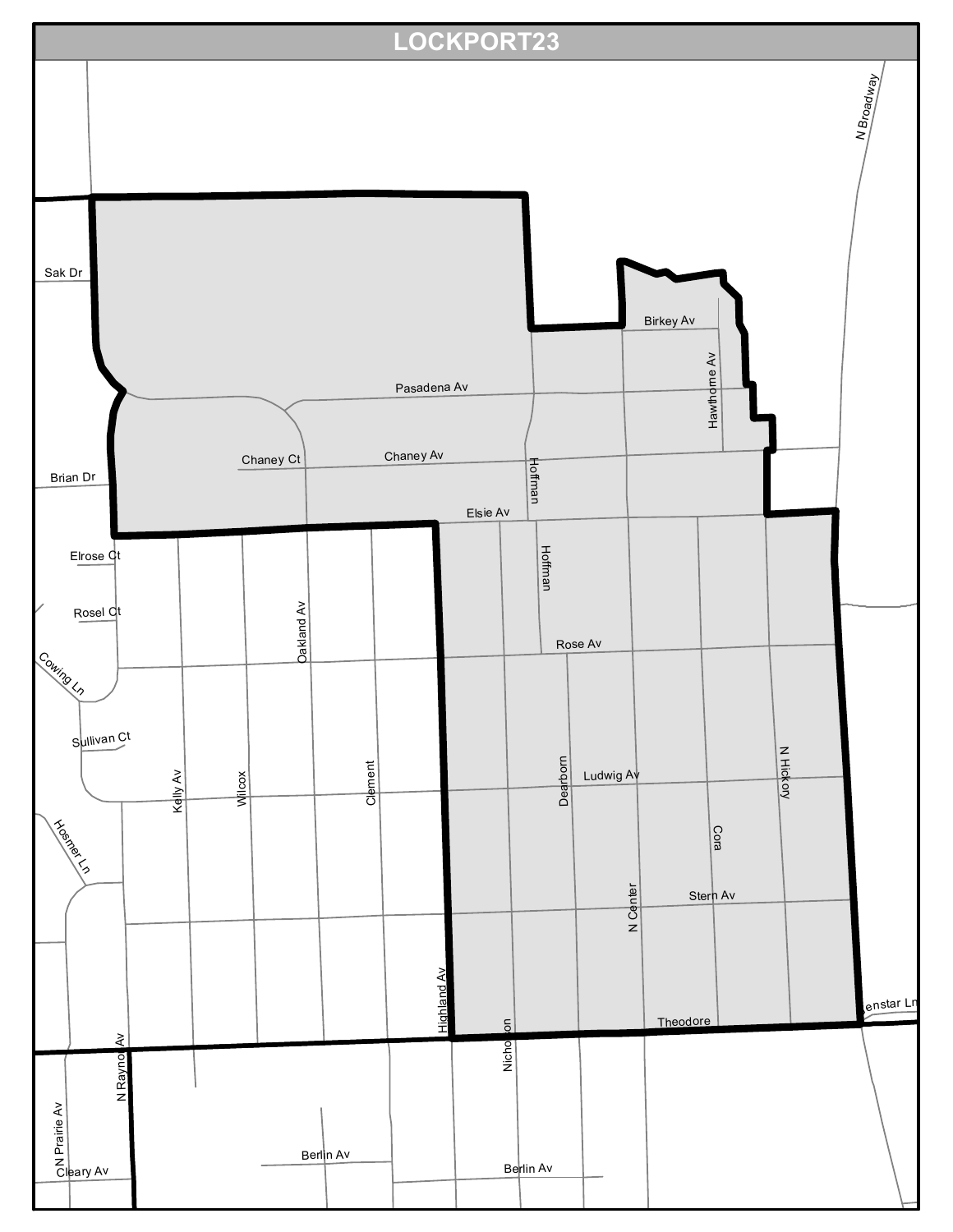# LOCKPORT23

Sak Dr
Brian Dr
Elrose Ct
Rosel Ct
Cowing Ln
Sullivan Ct
Hosmer Ln
N Prairie Av
Cleary Av
N Raynor Av
Kelly Av
Wilcox
Oakland Av
Clement
Highland Av
Nicholson
Berlin Av
Berlin Av
Chaney Ct
Chaney Av
Pasadena Av
Elsie Av
Hoffman
Hoffman
Rose Av
Dearborn
Ludwig Av
N Center
Stern Av
Cora
N Hickory
Theodore
Birkey Av
Hawthorne Av
N Broadway
Lenstar Ln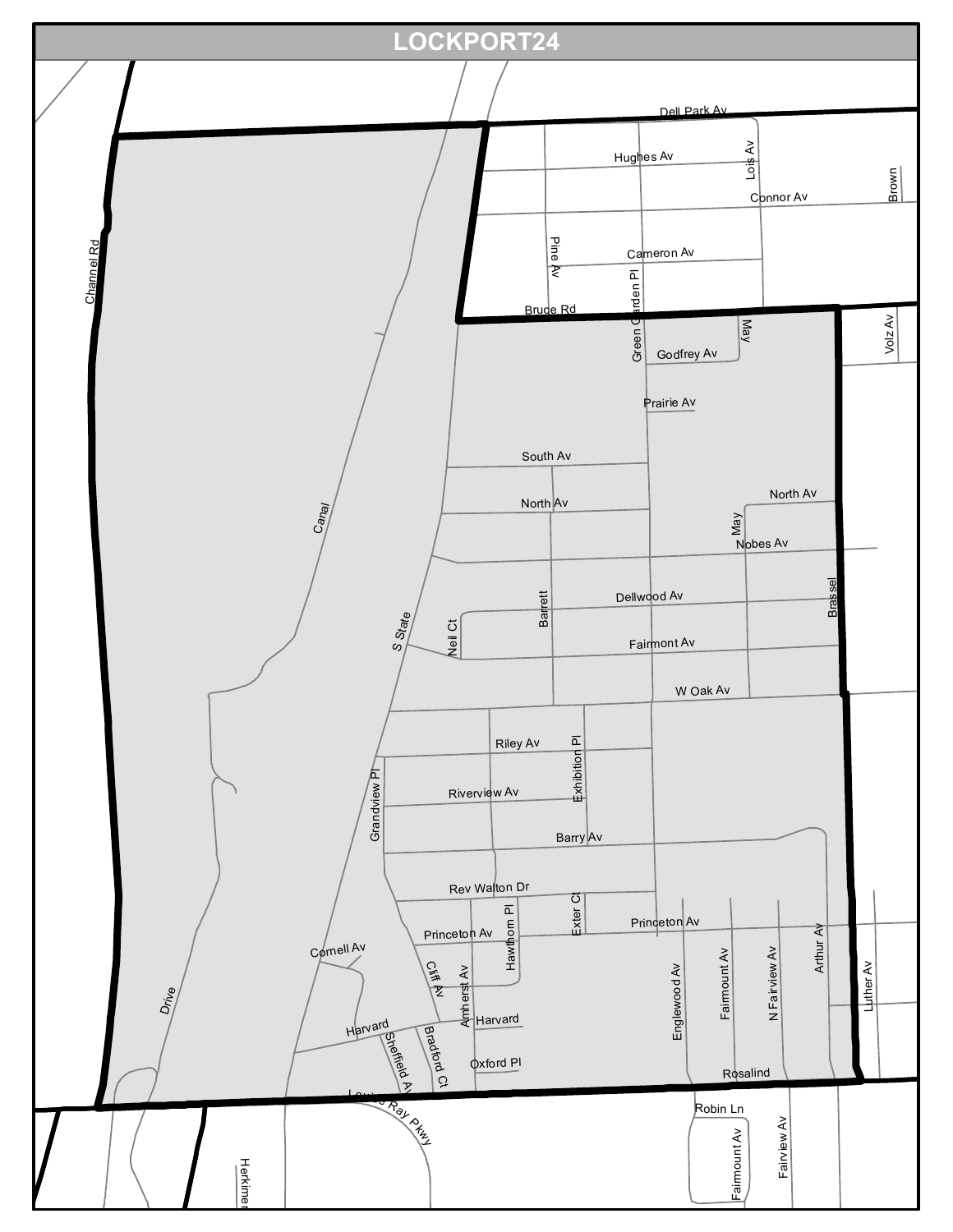# LOCKPORT24

Dell Park Av

Hughes Av

Lois Av

Connor Av

Brown

Channel Rd

Pine Av

Cameron Av

Green Garden Pl

Bruce Rd

May

Volz Av

Godfrey Av

Prairie Av

South Av

North Av

North Av

Canal

May

Nobes Av

Dellwood Av

Barrett

Brassel

S State

Neil Ct

Fairmont Av

W Oak Av

Riley Av

Exhibition Pl

Riverview Av

Grandview Pl

Barry Av

Rev Walton Dr

Exter Ct

Princeton Av

Princeton Av

Hawthorn Pl

Cornell Av

Cliff Av

Englewood Av

Fairmount Av

N Fairview Av

Arthur Av

Luther Av

Drive

Amherst Av

Harvard

Harvard

Sheffield Av

Bradford Ct

Oxford Pl

Rosalind

Lowe Ray Pkwy

Robin Ln

Herkimer

Fairmount Av

Fairview Av